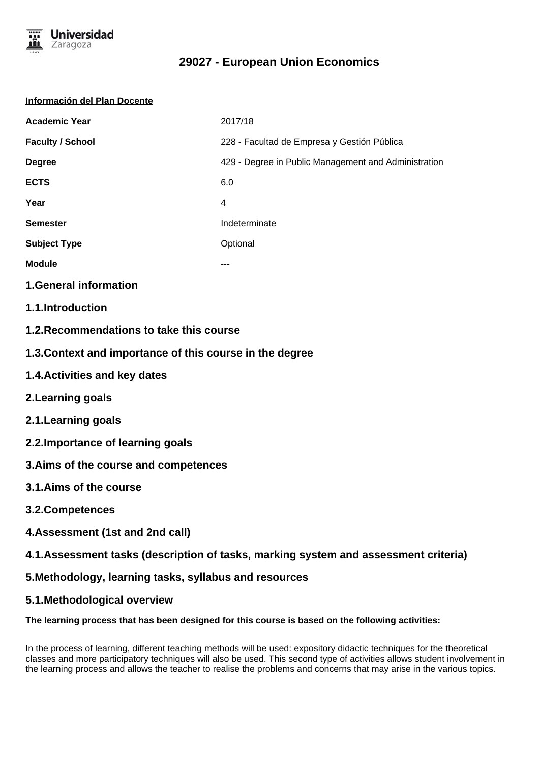# 29027 - European Union Economics

**Información del Plan Docente**

| | |
|---|---|
| **Academic Year** | 2017/18 |
| **Faculty / School** | 228 - Facultad de Empresa y Gestión Pública |
| **Degree** | 429 - Degree in Public Management and Administration |
| **ECTS** | 6.0 |
| **Year** | 4 |
| **Semester** | Indeterminate |
| **Subject Type** | Optional |
| **Module** | --- |

## 1.General information

### 1.1.Introduction

### 1.2.Recommendations to take this course

### 1.3.Context and importance of this course in the degree

### 1.4.Activities and key dates

## 2.Learning goals

### 2.1.Learning goals

### 2.2.Importance of learning goals

## 3.Aims of the course and competences

### 3.1.Aims of the course

### 3.2.Competences

## 4.Assessment (1st and 2nd call)

### 4.1.Assessment tasks (description of tasks, marking system and assessment criteria)

## 5.Methodology, learning tasks, syllabus and resources

### 5.1.Methodological overview

**The learning process that has been designed for this course is based on the following activities:**

In the process of learning, different teaching methods will be used: expository didactic techniques for the theoretical classes and more participatory techniques will also be used. This second type of activities allows student involvement in the learning process and allows the teacher to realise the problems and concerns that may arise in the various topics.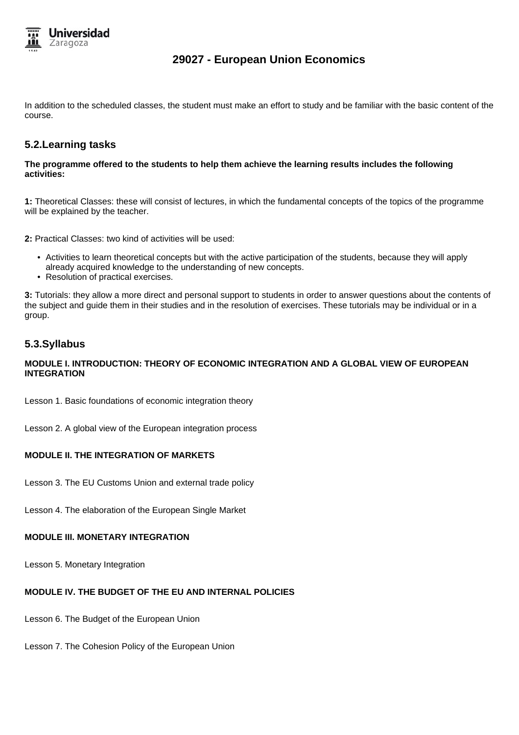In addition to the scheduled classes, the student must make an effort to study and be familiar with the basic content of the course.

## 5.2.Learning tasks

**The programme offered to the students to help them achieve the learning results includes the following activities:**

**1:** Theoretical Classes: these will consist of lectures, in which the fundamental concepts of the topics of the programme will be explained by the teacher.

**2:** Practical Classes: two kind of activities will be used:

- Activities to learn theoretical concepts but with the active participation of the students, because they will apply already acquired knowledge to the understanding of new concepts.
- Resolution of practical exercises.

**3:** Tutorials: they allow a more direct and personal support to students in order to answer questions about the contents of the subject and guide them in their studies and in the resolution of exercises. These tutorials may be individual or in a group.

## 5.3.Syllabus

**MODULE I. INTRODUCTION: THEORY OF ECONOMIC INTEGRATION AND A GLOBAL VIEW OF EUROPEAN INTEGRATION**

Lesson 1. Basic foundations of economic integration theory

Lesson 2. A global view of the European integration process

**MODULE II. THE INTEGRATION OF MARKETS**

Lesson 3. The EU Customs Union and external trade policy

Lesson 4. The elaboration of the European Single Market

**MODULE III. MONETARY INTEGRATION**

Lesson 5. Monetary Integration

**MODULE IV. THE BUDGET OF THE EU AND INTERNAL POLICIES**

Lesson 6. The Budget of the European Union

Lesson 7. The Cohesion Policy of the European Union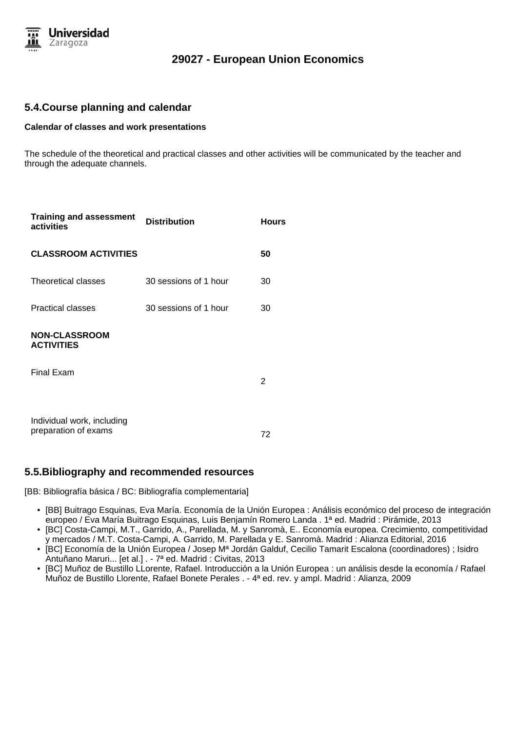## 29027 - European Union Economics

### 5.4.Course planning and calendar

**Calendar of classes and work presentations**

The schedule of the theoretical and practical classes and other activities will be communicated by the teacher and through the adequate channels.

| Training and assessment activities | Distribution | Hours |
|---|---|---|
| **CLASSROOM ACTIVITIES** | | **50** |
| Theoretical classes | 30 sessions of 1 hour | 30 |
| Practical classes | 30 sessions of 1 hour | 30 |
| **NON-CLASSROOM ACTIVITIES** | | |
| Final Exam | | 2 |
| Individual work, including preparation of exams | | 72 |

### 5.5.Bibliography and recommended resources

[BB: Bibliografía básica / BC: Bibliografía complementaria]

- [BB] Buitrago Esquinas, Eva María. Economía de la Unión Europea : Análisis económico del proceso de integración europeo / Eva María Buitrago Esquinas, Luis Benjamín Romero Landa . 1ª ed. Madrid : Pirámide, 2013
- [BC] Costa-Campi, M.T., Garrido, A., Parellada, M. y Sanromà, E.. Economía europea. Crecimiento, competitividad y mercados / M.T. Costa-Campi, A. Garrido, M. Parellada y E. Sanromà. Madrid : Alianza Editorial, 2016
- [BC] Economía de la Unión Europea / Josep Mª Jordán Galduf, Cecilio Tamarit Escalona (coordinadores) ; Isidro Antuñano Maruri... [et al.] . - 7ª ed. Madrid : Civitas, 2013
- [BC] Muñoz de Bustillo LLorente, Rafael. Introducción a la Unión Europea : un análisis desde la economía / Rafael Muñoz de Bustillo Llorente, Rafael Bonete Perales . - 4ª ed. rev. y ampl. Madrid : Alianza, 2009